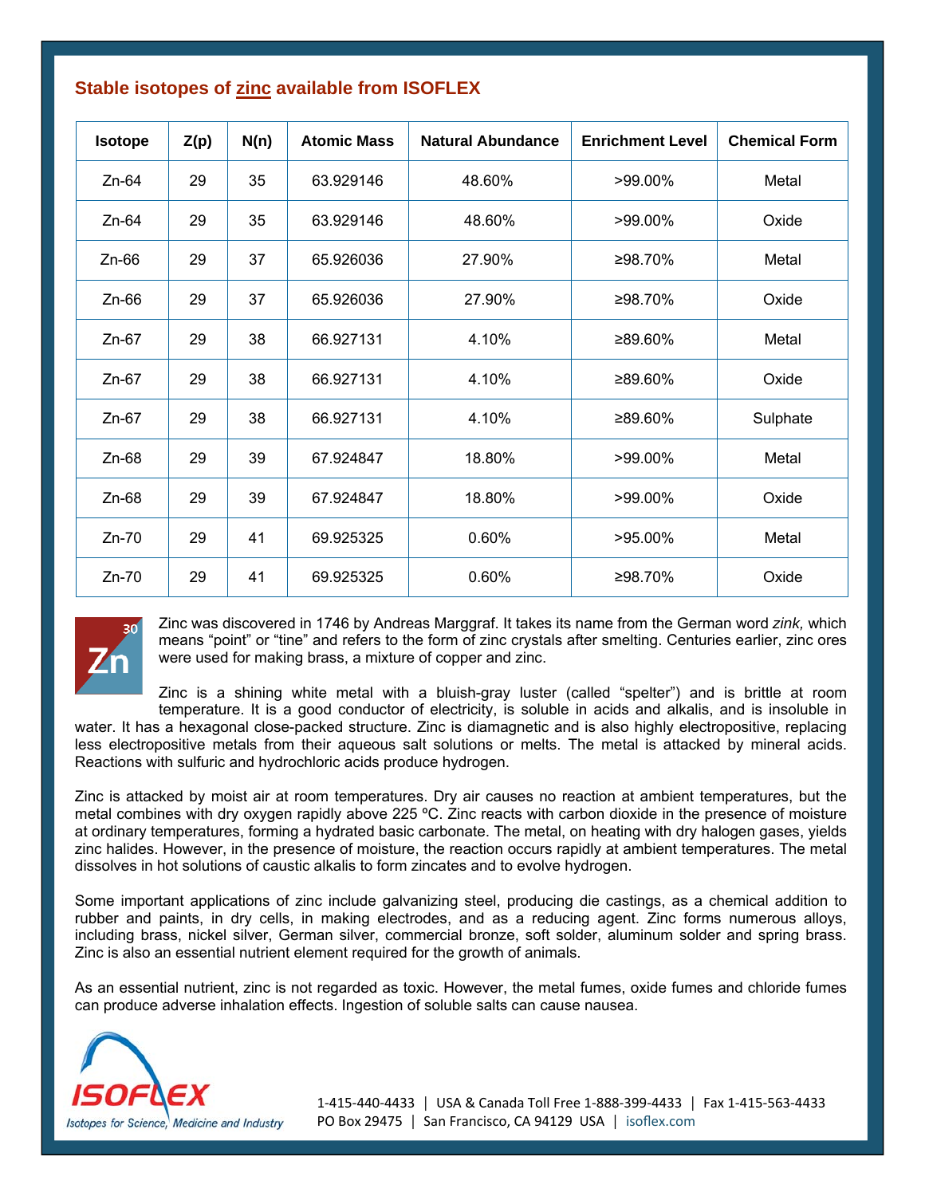## Stable isotopes of zinc available from ISOFLEX

| Isotope | Z(p) | N(n) | Atomic Mass | Natural Abundance | Enrichment Level | Chemical Form |
|---|---|---|---|---|---|---|
| Zn-64 | 29 | 35 | 63.929146 | 48.60% | >99.00% | Metal |
| Zn-64 | 29 | 35 | 63.929146 | 48.60% | >99.00% | Oxide |
| Zn-66 | 29 | 37 | 65.926036 | 27.90% | ≥98.70% | Metal |
| Zn-66 | 29 | 37 | 65.926036 | 27.90% | ≥98.70% | Oxide |
| Zn-67 | 29 | 38 | 66.927131 | 4.10% | ≥89.60% | Metal |
| Zn-67 | 29 | 38 | 66.927131 | 4.10% | ≥89.60% | Oxide |
| Zn-67 | 29 | 38 | 66.927131 | 4.10% | ≥89.60% | Sulphate |
| Zn-68 | 29 | 39 | 67.924847 | 18.80% | >99.00% | Metal |
| Zn-68 | 29 | 39 | 67.924847 | 18.80% | >99.00% | Oxide |
| Zn-70 | 29 | 41 | 69.925325 | 0.60% | >95.00% | Metal |
| Zn-70 | 29 | 41 | 69.925325 | 0.60% | ≥98.70% | Oxide |

30
Zn

Zinc was discovered in 1746 by Andreas Marggraf. It takes its name from the German word *zink,* which means "point" or "tine" and refers to the form of zinc crystals after smelting. Centuries earlier, zinc ores were used for making brass, a mixture of copper and zinc.

Zinc is a shining white metal with a bluish-gray luster (called "spelter") and is brittle at room temperature. It is a good conductor of electricity, is soluble in acids and alkalis, and is insoluble in water. It has a hexagonal close-packed structure. Zinc is diamagnetic and is also highly electropositive, replacing less electropositive metals from their aqueous salt solutions or melts. The metal is attacked by mineral acids. Reactions with sulfuric and hydrochloric acids produce hydrogen.

Zinc is attacked by moist air at room temperatures. Dry air causes no reaction at ambient temperatures, but the metal combines with dry oxygen rapidly above 225 ºC. Zinc reacts with carbon dioxide in the presence of moisture at ordinary temperatures, forming a hydrated basic carbonate. The metal, on heating with dry halogen gases, yields zinc halides. However, in the presence of moisture, the reaction occurs rapidly at ambient temperatures. The metal dissolves in hot solutions of caustic alkalis to form zincates and to evolve hydrogen.

Some important applications of zinc include galvanizing steel, producing die castings, as a chemical addition to rubber and paints, in dry cells, in making electrodes, and as a reducing agent. Zinc forms numerous alloys, including brass, nickel silver, German silver, commercial bronze, soft solder, aluminum solder and spring brass. Zinc is also an essential nutrient element required for the growth of animals.

As an essential nutrient, zinc is not regarded as toxic. However, the metal fumes, oxide fumes and chloride fumes can produce adverse inhalation effects. Ingestion of soluble salts can cause nausea.

ISOFLEX
Isotopes for Science, Medicine and Industry

1-415-440-4433 | USA & Canada Toll Free 1-888-399-4433 | Fax 1-415-563-4433
PO Box 29475 | San Francisco, CA 94129 USA | isoflex.com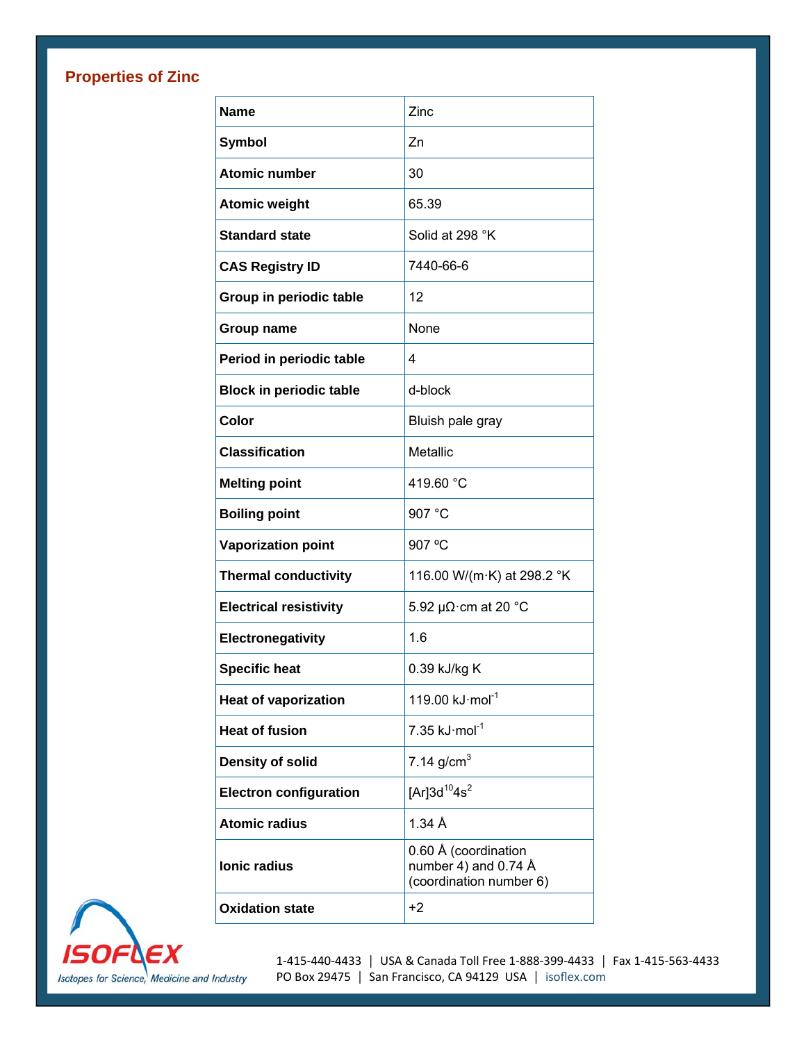## Properties of Zinc

| | |
|---|---|
| **Name** | Zinc |
| **Symbol** | Zn |
| **Atomic number** | 30 |
| **Atomic weight** | 65.39 |
| **Standard state** | Solid at 298 °K |
| **CAS Registry ID** | 7440-66-6 |
| **Group in periodic table** | 12 |
| **Group name** | None |
| **Period in periodic table** | 4 |
| **Block in periodic table** | d-block |
| **Color** | Bluish pale gray |
| **Classification** | Metallic |
| **Melting point** | 419.60 °C |
| **Boiling point** | 907 °C |
| **Vaporization point** | 907 ºC |
| **Thermal conductivity** | 116.00 W/(m·K) at 298.2 °K |
| **Electrical resistivity** | 5.92 µΩ·cm at 20 °C |
| **Electronegativity** | 1.6 |
| **Specific heat** | 0.39 kJ/kg K |
| **Heat of vaporization** | 119.00 $kJ \cdot mol^{-1}$ |
| **Heat of fusion** | 7.35 $kJ \cdot mol^{-1}$ |
| **Density of solid** | 7.14 $g/cm^3$ |
| **Electron configuration** | $[Ar]3d^{10}4s^2$ |
| **Atomic radius** | 1.34 Å |
| **Ionic radius** | 0.60 Å (coordination number 4) and 0.74 Å (coordination number 6) |
| **Oxidation state** | +2 |

ISOFLEX — Isotopes for Science, Medicine and Industry

1-415-440-4433 | USA & Canada Toll Free 1-888-399-4433 | Fax 1-415-563-4433
PO Box 29475 | San Francisco, CA 94129 USA | isoflex.com